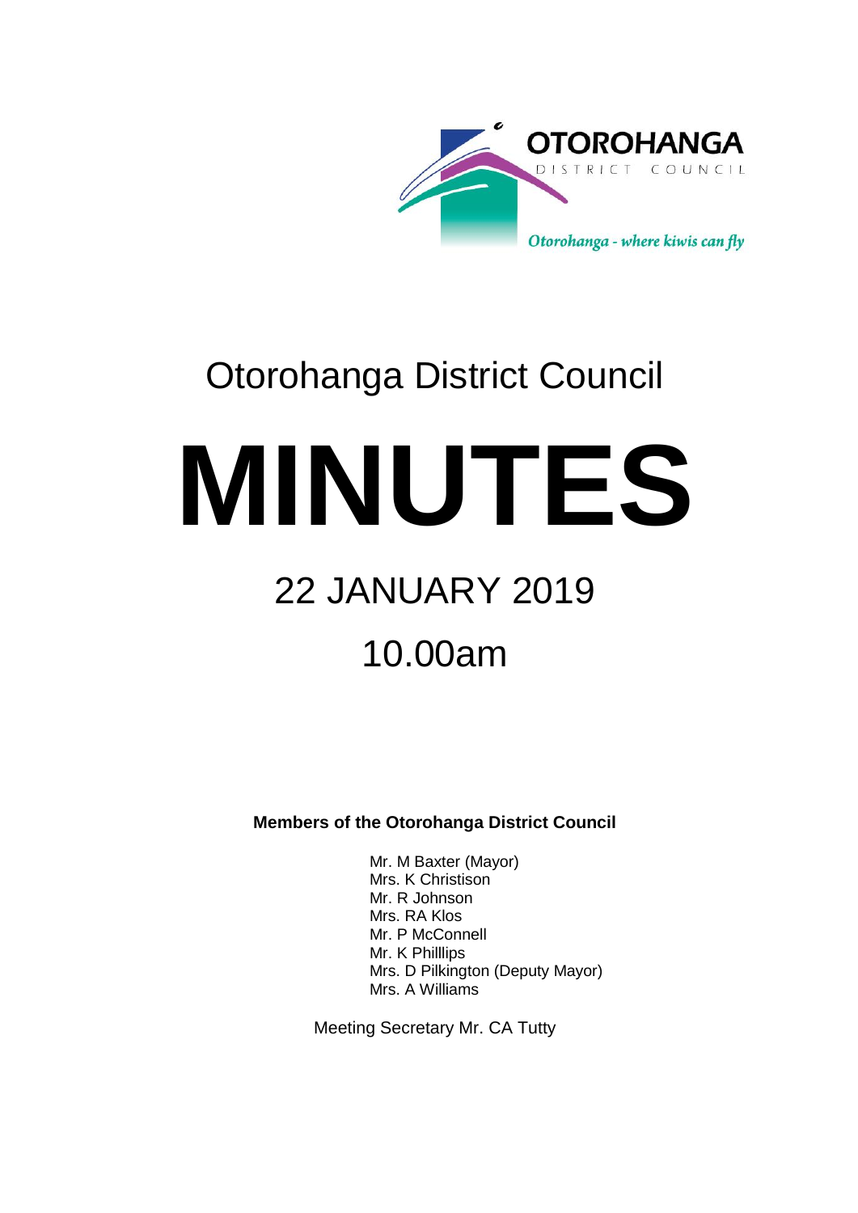OTOROHANGA
DISTRICT COUNCIL

*Otorohanga - where kiwis can fly*

# Otorohanga District Council

# MINUTES

## 22 JANUARY 2019

## 10.00am

**Members of the Otorohanga District Council**

Mr. M Baxter (Mayor)
Mrs. K Christison
Mr. R Johnson
Mrs. RA Klos
Mr. P McConnell
Mr. K Philllips
Mrs. D Pilkington (Deputy Mayor)
Mrs. A Williams

Meeting Secretary Mr. CA Tutty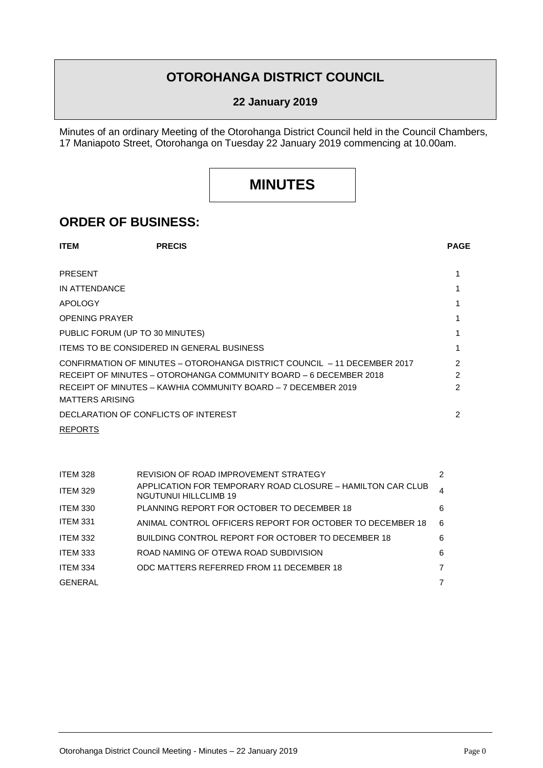# OTOROHANGA DISTRICT COUNCIL

## 22 January 2019

Minutes of an ordinary Meeting of the Otorohanga District Council held in the Council Chambers, 17 Maniapoto Street, Otorohanga on Tuesday 22 January 2019 commencing at 10.00am.

# MINUTES

## ORDER OF BUSINESS:

| ITEM | PRECIS | PAGE |
|---|---|---|
| PRESENT | | 1 |
| IN ATTENDANCE | | 1 |
| APOLOGY | | 1 |
| OPENING PRAYER | | 1 |
| PUBLIC FORUM (UP TO 30 MINUTES) | | 1 |
| ITEMS TO BE CONSIDERED IN GENERAL BUSINESS | | 1 |
| CONFIRMATION OF MINUTES – OTOROHANGA DISTRICT COUNCIL – 11 DECEMBER 2017 | | 2 |
| RECEIPT OF MINUTES – OTOROHANGA COMMUNITY BOARD – 6 DECEMBER 2018 | | 2 |
| RECEIPT OF MINUTES – KAWHIA COMMUNITY BOARD – 7 DECEMBER 2019 | | 2 |
| MATTERS ARISING | | |
| DECLARATION OF CONFLICTS OF INTEREST | | 2 |
| REPORTS | | |

| | | |
|---|---|---|
| ITEM 328 | REVISION OF ROAD IMPROVEMENT STRATEGY | 2 |
| ITEM 329 | APPLICATION FOR TEMPORARY ROAD CLOSURE – HAMILTON CAR CLUB NGUTUNUI HILLCLIMB 19 | 4 |
| ITEM 330 | PLANNING REPORT FOR OCTOBER TO DECEMBER 18 | 6 |
| ITEM 331 | ANIMAL CONTROL OFFICERS REPORT FOR OCTOBER TO DECEMBER 18 | 6 |
| ITEM 332 | BUILDING CONTROL REPORT FOR OCTOBER TO DECEMBER 18 | 6 |
| ITEM 333 | ROAD NAMING OF OTEWA ROAD SUBDIVISION | 6 |
| ITEM 334 | ODC MATTERS REFERRED FROM 11 DECEMBER 18 | 7 |
| GENERAL | | 7 |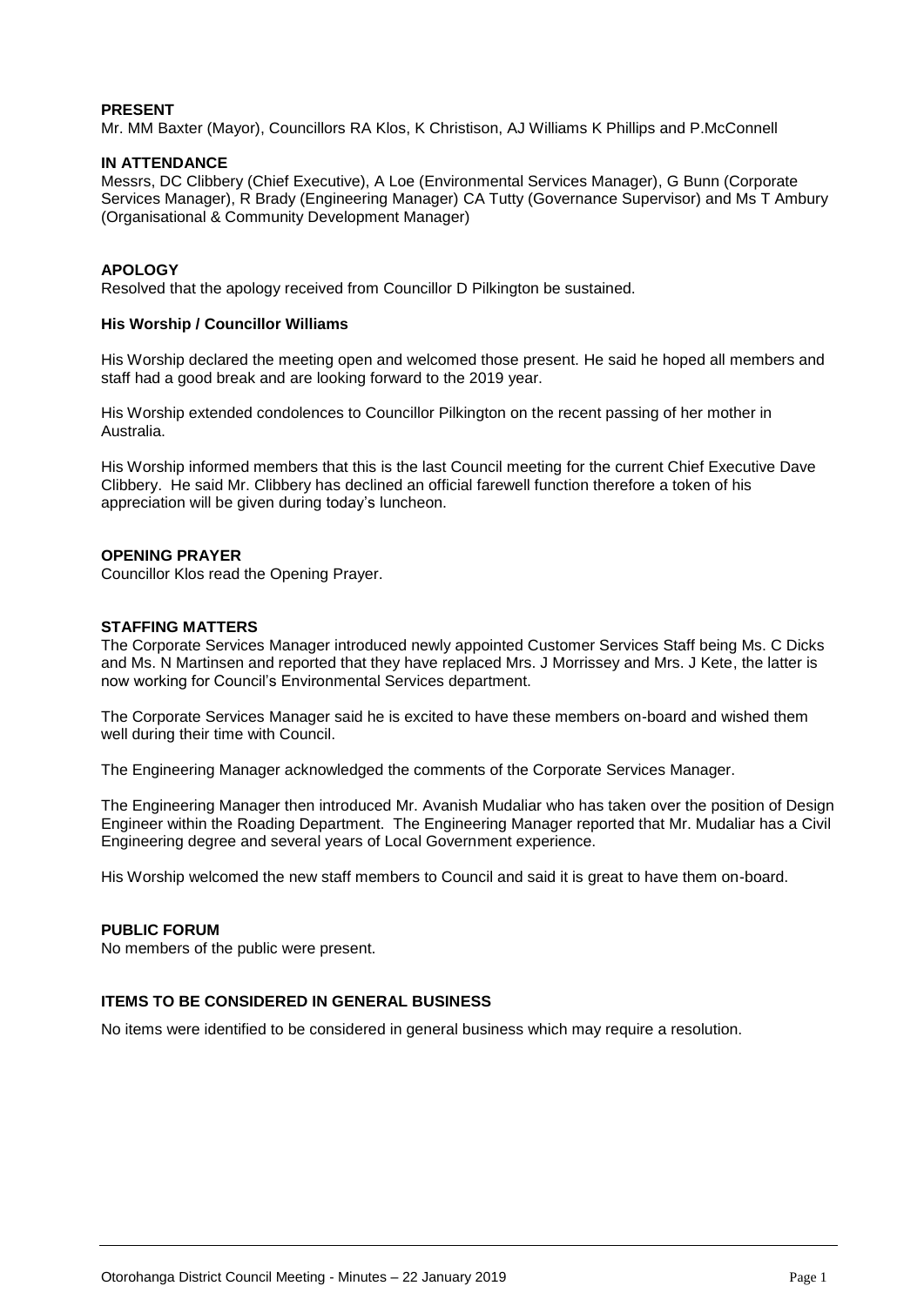**PRESENT**

Mr. MM Baxter (Mayor), Councillors RA Klos, K Christison, AJ Williams K Phillips and P.McConnell

**IN ATTENDANCE**

Messrs, DC Clibbery (Chief Executive), A Loe (Environmental Services Manager), G Bunn (Corporate Services Manager), R Brady (Engineering Manager) CA Tutty (Governance Supervisor) and Ms T Ambury (Organisational & Community Development Manager)

**APOLOGY**

Resolved that the apology received from Councillor D Pilkington be sustained.

**His Worship / Councillor Williams**

His Worship declared the meeting open and welcomed those present. He said he hoped all members and staff had a good break and are looking forward to the 2019 year.

His Worship extended condolences to Councillor Pilkington on the recent passing of her mother in Australia.

His Worship informed members that this is the last Council meeting for the current Chief Executive Dave Clibbery. He said Mr. Clibbery has declined an official farewell function therefore a token of his appreciation will be given during today's luncheon.

**OPENING PRAYER**

Councillor Klos read the Opening Prayer.

**STAFFING MATTERS**

The Corporate Services Manager introduced newly appointed Customer Services Staff being Ms. C Dicks and Ms. N Martinsen and reported that they have replaced Mrs. J Morrissey and Mrs. J Kete, the latter is now working for Council's Environmental Services department.

The Corporate Services Manager said he is excited to have these members on-board and wished them well during their time with Council.

The Engineering Manager acknowledged the comments of the Corporate Services Manager.

The Engineering Manager then introduced Mr. Avanish Mudaliar who has taken over the position of Design Engineer within the Roading Department. The Engineering Manager reported that Mr. Mudaliar has a Civil Engineering degree and several years of Local Government experience.

His Worship welcomed the new staff members to Council and said it is great to have them on-board.

**PUBLIC FORUM**

No members of the public were present.

**ITEMS TO BE CONSIDERED IN GENERAL BUSINESS**

No items were identified to be considered in general business which may require a resolution.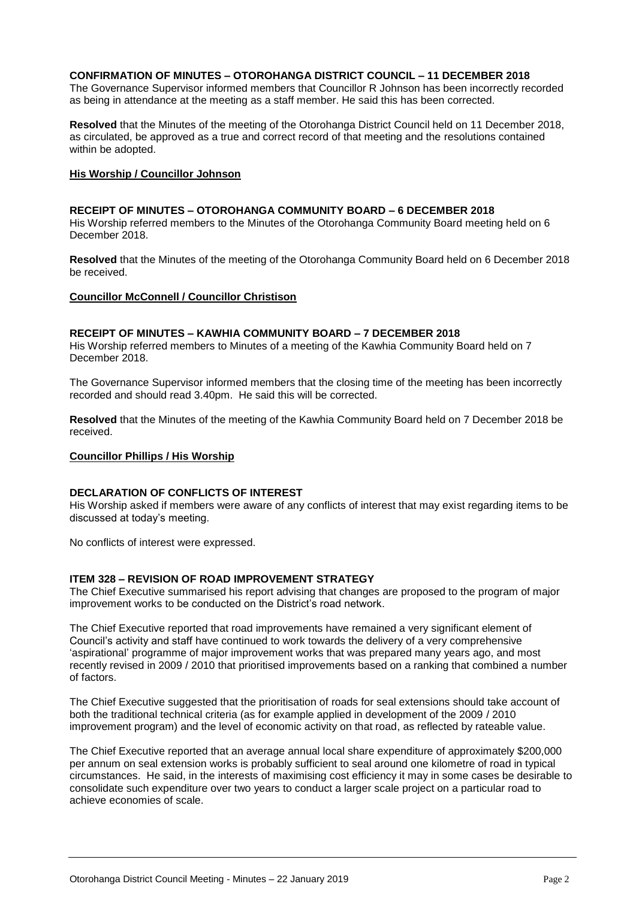**CONFIRMATION OF MINUTES – OTOROHANGA DISTRICT COUNCIL – 11 DECEMBER 2018**
The Governance Supervisor informed members that Councillor R Johnson has been incorrectly recorded as being in attendance at the meeting as a staff member. He said this has been corrected.

**Resolved** that the Minutes of the meeting of the Otorohanga District Council held on 11 December 2018, as circulated, be approved as a true and correct record of that meeting and the resolutions contained within be adopted.

**His Worship / Councillor Johnson**

**RECEIPT OF MINUTES – OTOROHANGA COMMUNITY BOARD – 6 DECEMBER 2018**
His Worship referred members to the Minutes of the Otorohanga Community Board meeting held on 6 December 2018.

**Resolved** that the Minutes of the meeting of the Otorohanga Community Board held on 6 December 2018 be received.

**Councillor McConnell / Councillor Christison**

**RECEIPT OF MINUTES – KAWHIA COMMUNITY BOARD – 7 DECEMBER 2018**
His Worship referred members to Minutes of a meeting of the Kawhia Community Board held on 7 December 2018.

The Governance Supervisor informed members that the closing time of the meeting has been incorrectly recorded and should read 3.40pm. He said this will be corrected.

**Resolved** that the Minutes of the meeting of the Kawhia Community Board held on 7 December 2018 be received.

**Councillor Phillips / His Worship**

**DECLARATION OF CONFLICTS OF INTEREST**
His Worship asked if members were aware of any conflicts of interest that may exist regarding items to be discussed at today's meeting.

No conflicts of interest were expressed.

**ITEM 328 – REVISION OF ROAD IMPROVEMENT STRATEGY**
The Chief Executive summarised his report advising that changes are proposed to the program of major improvement works to be conducted on the District's road network.

The Chief Executive reported that road improvements have remained a very significant element of Council's activity and staff have continued to work towards the delivery of a very comprehensive 'aspirational' programme of major improvement works that was prepared many years ago, and most recently revised in 2009 / 2010 that prioritised improvements based on a ranking that combined a number of factors.

The Chief Executive suggested that the prioritisation of roads for seal extensions should take account of both the traditional technical criteria (as for example applied in development of the 2009 / 2010 improvement program) and the level of economic activity on that road, as reflected by rateable value.

The Chief Executive reported that an average annual local share expenditure of approximately $200,000 per annum on seal extension works is probably sufficient to seal around one kilometre of road in typical circumstances. He said, in the interests of maximising cost efficiency it may in some cases be desirable to consolidate such expenditure over two years to conduct a larger scale project on a particular road to achieve economies of scale.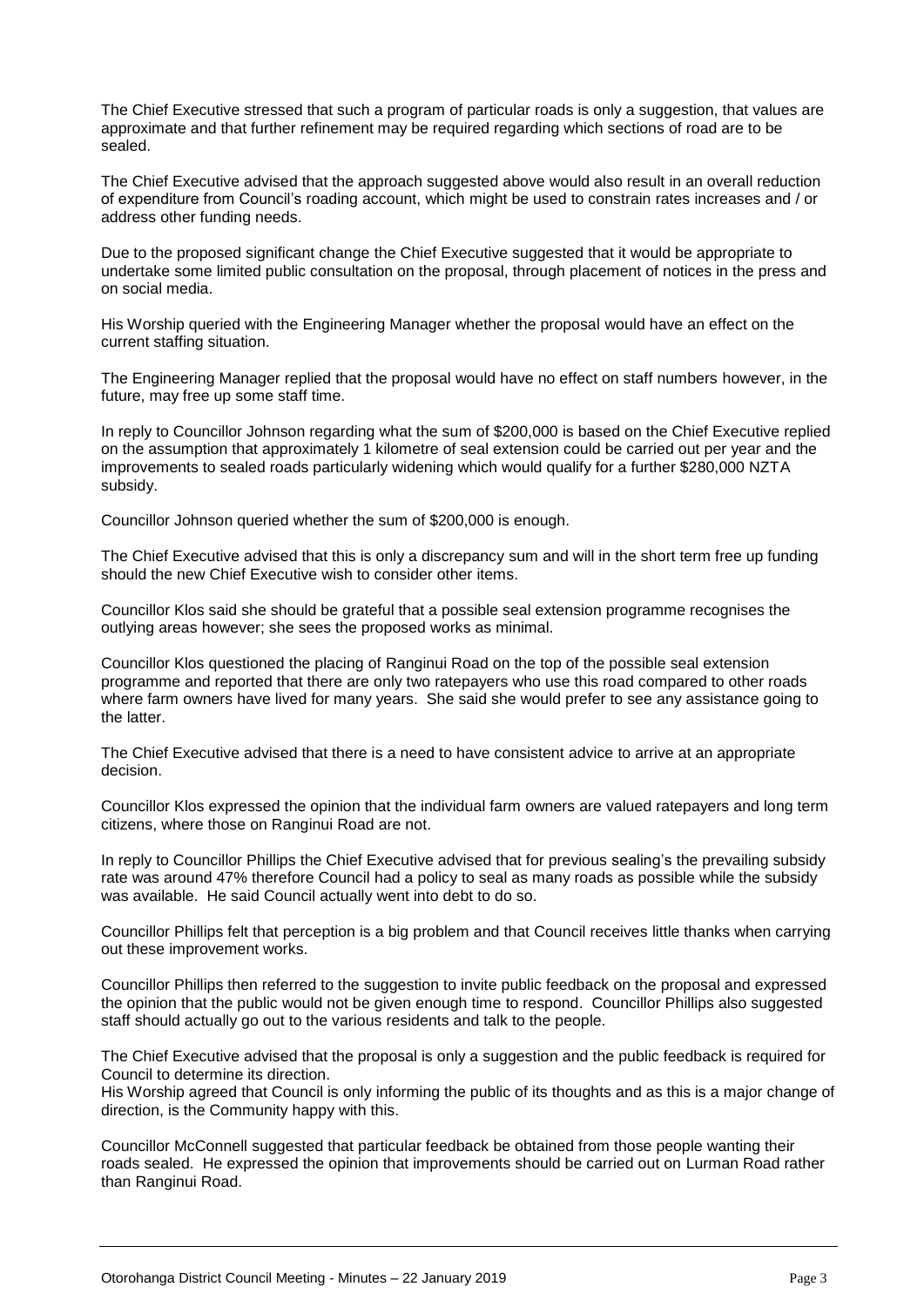The Chief Executive stressed that such a program of particular roads is only a suggestion, that values are approximate and that further refinement may be required regarding which sections of road are to be sealed.

The Chief Executive advised that the approach suggested above would also result in an overall reduction of expenditure from Council's roading account, which might be used to constrain rates increases and / or address other funding needs.

Due to the proposed significant change the Chief Executive suggested that it would be appropriate to undertake some limited public consultation on the proposal, through placement of notices in the press and on social media.

His Worship queried with the Engineering Manager whether the proposal would have an effect on the current staffing situation.

The Engineering Manager replied that the proposal would have no effect on staff numbers however, in the future, may free up some staff time.

In reply to Councillor Johnson regarding what the sum of $200,000 is based on the Chief Executive replied on the assumption that approximately 1 kilometre of seal extension could be carried out per year and the improvements to sealed roads particularly widening which would qualify for a further $280,000 NZTA subsidy.

Councillor Johnson queried whether the sum of $200,000 is enough.

The Chief Executive advised that this is only a discrepancy sum and will in the short term free up funding should the new Chief Executive wish to consider other items.

Councillor Klos said she should be grateful that a possible seal extension programme recognises the outlying areas however; she sees the proposed works as minimal.

Councillor Klos questioned the placing of Ranginui Road on the top of the possible seal extension programme and reported that there are only two ratepayers who use this road compared to other roads where farm owners have lived for many years. She said she would prefer to see any assistance going to the latter.

The Chief Executive advised that there is a need to have consistent advice to arrive at an appropriate decision.

Councillor Klos expressed the opinion that the individual farm owners are valued ratepayers and long term citizens, where those on Ranginui Road are not.

In reply to Councillor Phillips the Chief Executive advised that for previous sealing's the prevailing subsidy rate was around 47% therefore Council had a policy to seal as many roads as possible while the subsidy was available. He said Council actually went into debt to do so.

Councillor Phillips felt that perception is a big problem and that Council receives little thanks when carrying out these improvement works.

Councillor Phillips then referred to the suggestion to invite public feedback on the proposal and expressed the opinion that the public would not be given enough time to respond. Councillor Phillips also suggested staff should actually go out to the various residents and talk to the people.

The Chief Executive advised that the proposal is only a suggestion and the public feedback is required for Council to determine its direction.

His Worship agreed that Council is only informing the public of its thoughts and as this is a major change of direction, is the Community happy with this.

Councillor McConnell suggested that particular feedback be obtained from those people wanting their roads sealed. He expressed the opinion that improvements should be carried out on Lurman Road rather than Ranginui Road.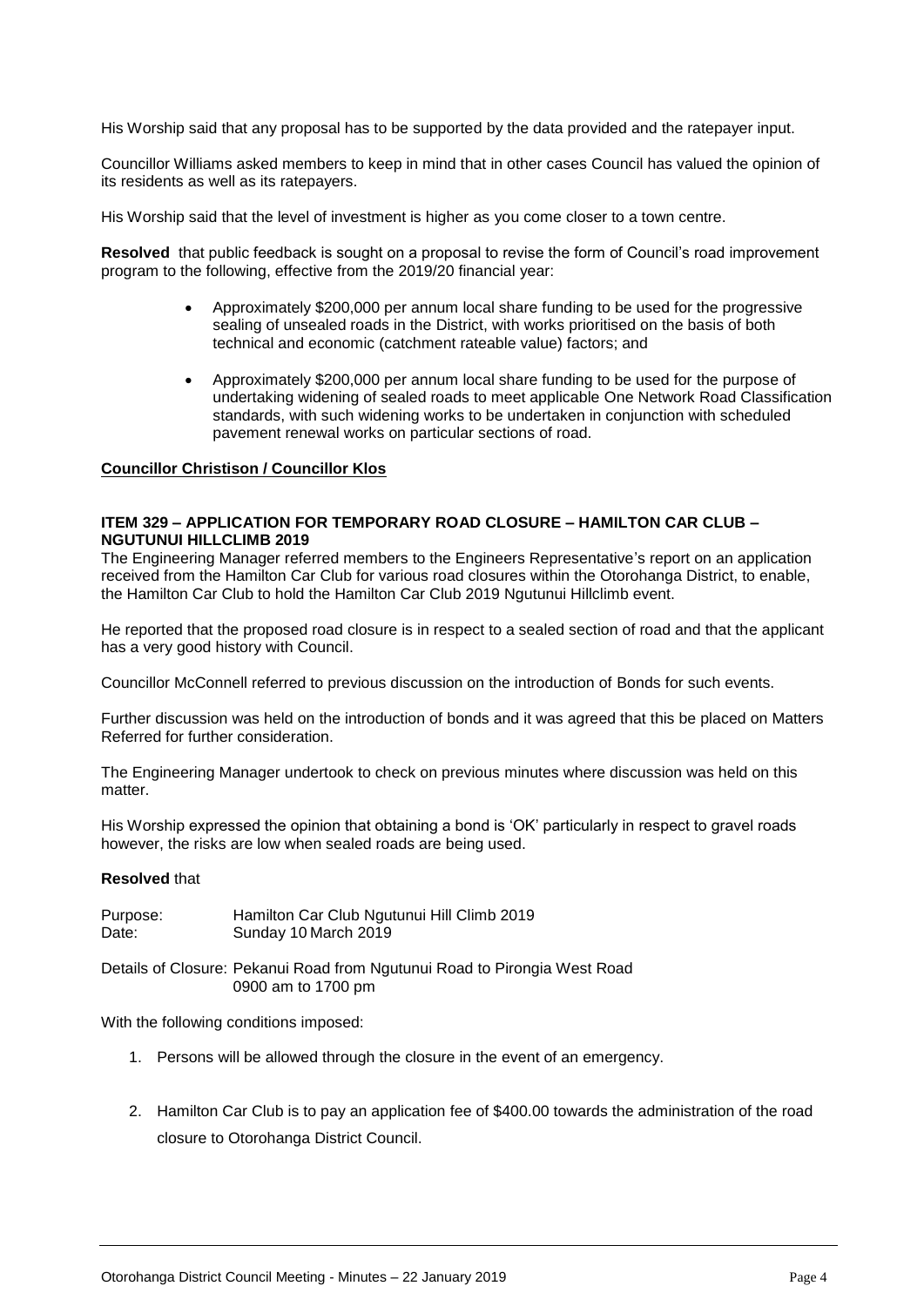His Worship said that any proposal has to be supported by the data provided and the ratepayer input.

Councillor Williams asked members to keep in mind that in other cases Council has valued the opinion of its residents as well as its ratepayers.

His Worship said that the level of investment is higher as you come closer to a town centre.

**Resolved** that public feedback is sought on a proposal to revise the form of Council's road improvement program to the following, effective from the 2019/20 financial year:

- Approximately $200,000 per annum local share funding to be used for the progressive sealing of unsealed roads in the District, with works prioritised on the basis of both technical and economic (catchment rateable value) factors; and
- Approximately $200,000 per annum local share funding to be used for the purpose of undertaking widening of sealed roads to meet applicable One Network Road Classification standards, with such widening works to be undertaken in conjunction with scheduled pavement renewal works on particular sections of road.

**Councillor Christison / Councillor Klos**

### ITEM 329 – APPLICATION FOR TEMPORARY ROAD CLOSURE – HAMILTON CAR CLUB – NGUTUNUI HILLCLIMB 2019

The Engineering Manager referred members to the Engineers Representative's report on an application received from the Hamilton Car Club for various road closures within the Otorohanga District, to enable, the Hamilton Car Club to hold the Hamilton Car Club 2019 Ngutunui Hillclimb event.

He reported that the proposed road closure is in respect to a sealed section of road and that the applicant has a very good history with Council.

Councillor McConnell referred to previous discussion on the introduction of Bonds for such events.

Further discussion was held on the introduction of bonds and it was agreed that this be placed on Matters Referred for further consideration.

The Engineering Manager undertook to check on previous minutes where discussion was held on this matter.

His Worship expressed the opinion that obtaining a bond is 'OK' particularly in respect to gravel roads however, the risks are low when sealed roads are being used.

**Resolved** that

Purpose: Hamilton Car Club Ngutunui Hill Climb 2019
Date: Sunday 10 March 2019

Details of Closure: Pekanui Road from Ngutunui Road to Pirongia West Road
0900 am to 1700 pm

With the following conditions imposed:

1. Persons will be allowed through the closure in the event of an emergency.
2. Hamilton Car Club is to pay an application fee of $400.00 towards the administration of the road closure to Otorohanga District Council.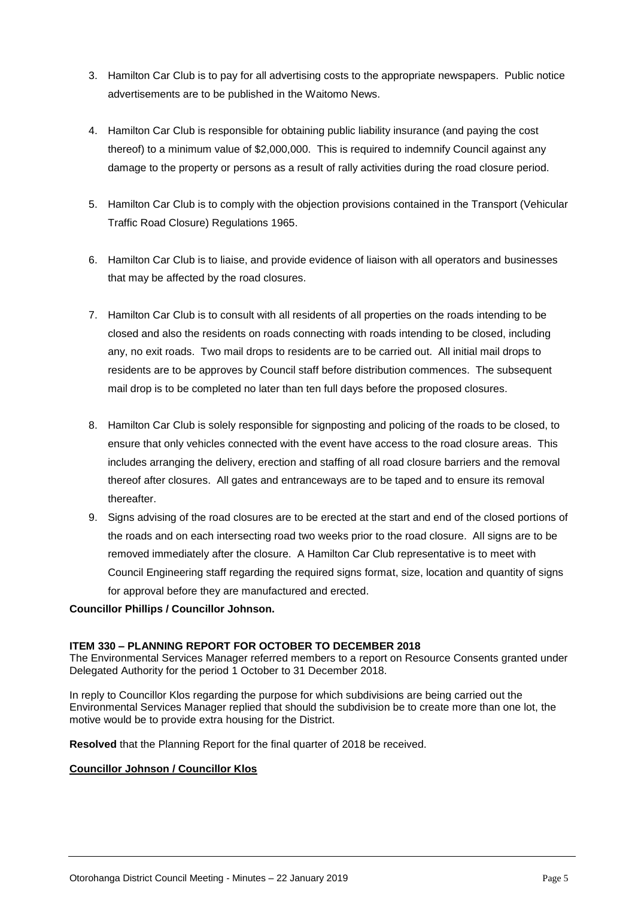3. Hamilton Car Club is to pay for all advertising costs to the appropriate newspapers. Public notice advertisements are to be published in the Waitomo News.

4. Hamilton Car Club is responsible for obtaining public liability insurance (and paying the cost thereof) to a minimum value of $2,000,000. This is required to indemnify Council against any damage to the property or persons as a result of rally activities during the road closure period.

5. Hamilton Car Club is to comply with the objection provisions contained in the Transport (Vehicular Traffic Road Closure) Regulations 1965.

6. Hamilton Car Club is to liaise, and provide evidence of liaison with all operators and businesses that may be affected by the road closures.

7. Hamilton Car Club is to consult with all residents of all properties on the roads intending to be closed and also the residents on roads connecting with roads intending to be closed, including any, no exit roads. Two mail drops to residents are to be carried out. All initial mail drops to residents are to be approves by Council staff before distribution commences. The subsequent mail drop is to be completed no later than ten full days before the proposed closures.

8. Hamilton Car Club is solely responsible for signposting and policing of the roads to be closed, to ensure that only vehicles connected with the event have access to the road closure areas. This includes arranging the delivery, erection and staffing of all road closure barriers and the removal thereof after closures. All gates and entranceways are to be taped and to ensure its removal thereafter.

9. Signs advising of the road closures are to be erected at the start and end of the closed portions of the roads and on each intersecting road two weeks prior to the road closure. All signs are to be removed immediately after the closure. A Hamilton Car Club representative is to meet with Council Engineering staff regarding the required signs format, size, location and quantity of signs for approval before they are manufactured and erected.

**Councillor Phillips / Councillor Johnson.**

**ITEM 330 – PLANNING REPORT FOR OCTOBER TO DECEMBER 2018**

The Environmental Services Manager referred members to a report on Resource Consents granted under Delegated Authority for the period 1 October to 31 December 2018.

In reply to Councillor Klos regarding the purpose for which subdivisions are being carried out the Environmental Services Manager replied that should the subdivision be to create more than one lot, the motive would be to provide extra housing for the District.

**Resolved** that the Planning Report for the final quarter of 2018 be received.

**Councillor Johnson / Councillor Klos**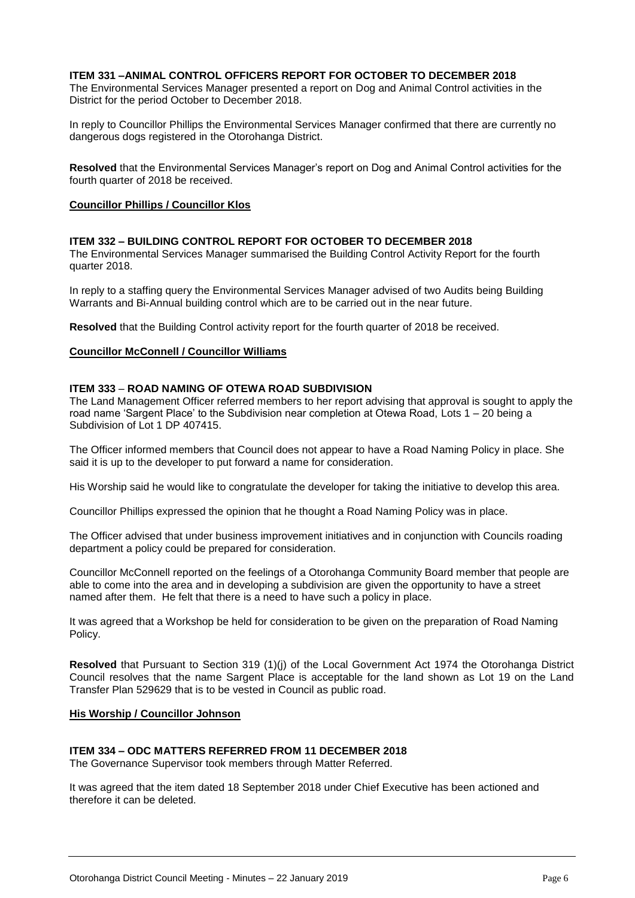### ITEM 331 –ANIMAL CONTROL OFFICERS REPORT FOR OCTOBER TO DECEMBER 2018

The Environmental Services Manager presented a report on Dog and Animal Control activities in the District for the period October to December 2018.

In reply to Councillor Phillips the Environmental Services Manager confirmed that there are currently no dangerous dogs registered in the Otorohanga District.

**Resolved** that the Environmental Services Manager's report on Dog and Animal Control activities for the fourth quarter of 2018 be received.

**Councillor Phillips / Councillor Klos**

### ITEM 332 – BUILDING CONTROL REPORT FOR OCTOBER TO DECEMBER 2018

The Environmental Services Manager summarised the Building Control Activity Report for the fourth quarter 2018.

In reply to a staffing query the Environmental Services Manager advised of two Audits being Building Warrants and Bi-Annual building control which are to be carried out in the near future.

**Resolved** that the Building Control activity report for the fourth quarter of 2018 be received.

**Councillor McConnell / Councillor Williams**

### ITEM 333 – ROAD NAMING OF OTEWA ROAD SUBDIVISION

The Land Management Officer referred members to her report advising that approval is sought to apply the road name 'Sargent Place' to the Subdivision near completion at Otewa Road, Lots 1 – 20 being a Subdivision of Lot 1 DP 407415.

The Officer informed members that Council does not appear to have a Road Naming Policy in place. She said it is up to the developer to put forward a name for consideration.

His Worship said he would like to congratulate the developer for taking the initiative to develop this area.

Councillor Phillips expressed the opinion that he thought a Road Naming Policy was in place.

The Officer advised that under business improvement initiatives and in conjunction with Councils roading department a policy could be prepared for consideration.

Councillor McConnell reported on the feelings of a Otorohanga Community Board member that people are able to come into the area and in developing a subdivision are given the opportunity to have a street named after them. He felt that there is a need to have such a policy in place.

It was agreed that a Workshop be held for consideration to be given on the preparation of Road Naming Policy.

**Resolved** that Pursuant to Section 319 (1)(j) of the Local Government Act 1974 the Otorohanga District Council resolves that the name Sargent Place is acceptable for the land shown as Lot 19 on the Land Transfer Plan 529629 that is to be vested in Council as public road.

**His Worship / Councillor Johnson**

### ITEM 334 – ODC MATTERS REFERRED FROM 11 DECEMBER 2018

The Governance Supervisor took members through Matter Referred.

It was agreed that the item dated 18 September 2018 under Chief Executive has been actioned and therefore it can be deleted.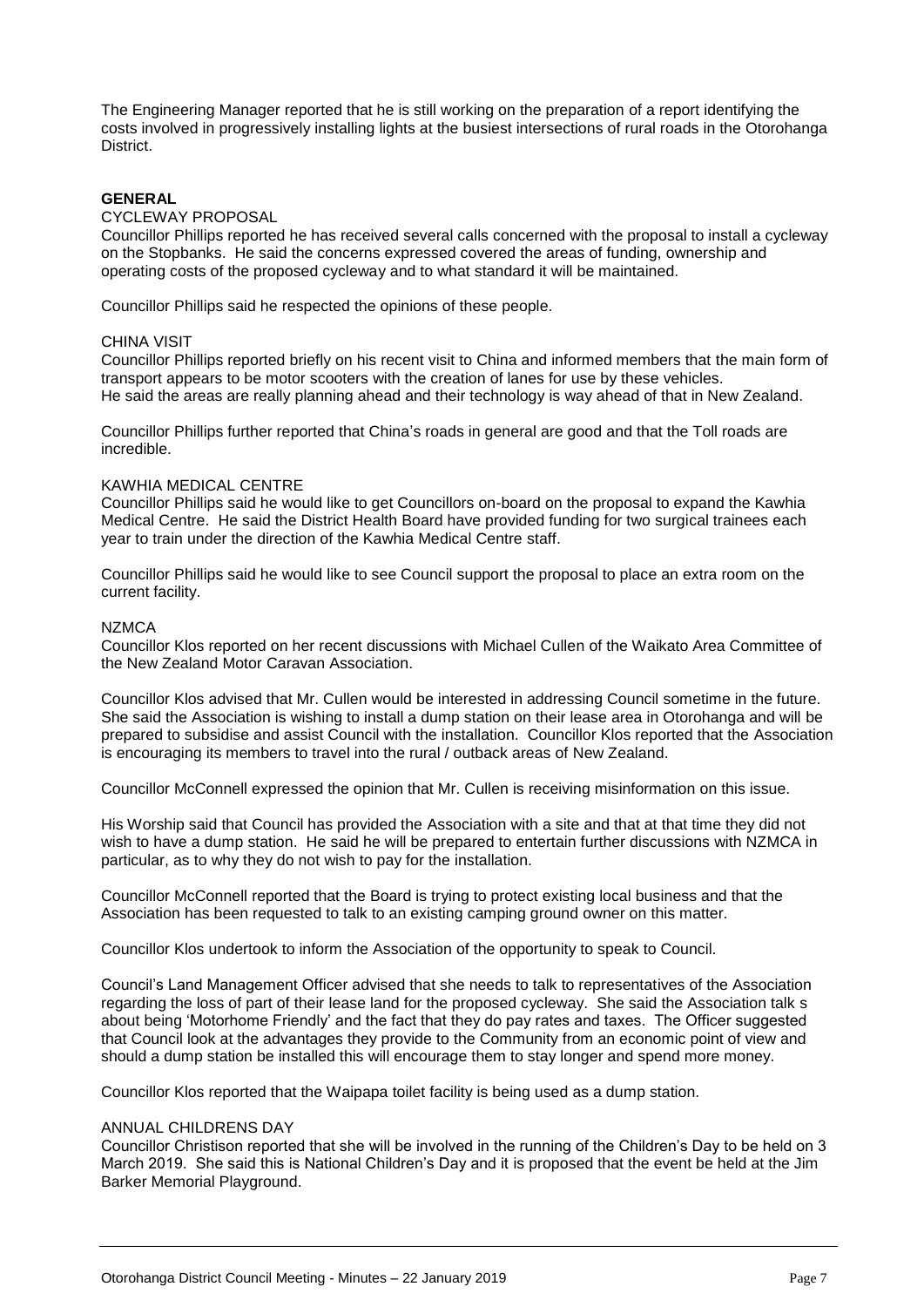The Engineering Manager reported that he is still working on the preparation of a report identifying the costs involved in progressively installing lights at the busiest intersections of rural roads in the Otorohanga District.

**GENERAL**

CYCLEWAY PROPOSAL

Councillor Phillips reported he has received several calls concerned with the proposal to install a cycleway on the Stopbanks. He said the concerns expressed covered the areas of funding, ownership and operating costs of the proposed cycleway and to what standard it will be maintained.

Councillor Phillips said he respected the opinions of these people.

CHINA VISIT

Councillor Phillips reported briefly on his recent visit to China and informed members that the main form of transport appears to be motor scooters with the creation of lanes for use by these vehicles. He said the areas are really planning ahead and their technology is way ahead of that in New Zealand.

Councillor Phillips further reported that China's roads in general are good and that the Toll roads are incredible.

KAWHIA MEDICAL CENTRE

Councillor Phillips said he would like to get Councillors on-board on the proposal to expand the Kawhia Medical Centre. He said the District Health Board have provided funding for two surgical trainees each year to train under the direction of the Kawhia Medical Centre staff.

Councillor Phillips said he would like to see Council support the proposal to place an extra room on the current facility.

NZMCA

Councillor Klos reported on her recent discussions with Michael Cullen of the Waikato Area Committee of the New Zealand Motor Caravan Association.

Councillor Klos advised that Mr. Cullen would be interested in addressing Council sometime in the future. She said the Association is wishing to install a dump station on their lease area in Otorohanga and will be prepared to subsidise and assist Council with the installation. Councillor Klos reported that the Association is encouraging its members to travel into the rural / outback areas of New Zealand.

Councillor McConnell expressed the opinion that Mr. Cullen is receiving misinformation on this issue.

His Worship said that Council has provided the Association with a site and that at that time they did not wish to have a dump station. He said he will be prepared to entertain further discussions with NZMCA in particular, as to why they do not wish to pay for the installation.

Councillor McConnell reported that the Board is trying to protect existing local business and that the Association has been requested to talk to an existing camping ground owner on this matter.

Councillor Klos undertook to inform the Association of the opportunity to speak to Council.

Council's Land Management Officer advised that she needs to talk to representatives of the Association regarding the loss of part of their lease land for the proposed cycleway. She said the Association talk s about being 'Motorhome Friendly' and the fact that they do pay rates and taxes. The Officer suggested that Council look at the advantages they provide to the Community from an economic point of view and should a dump station be installed this will encourage them to stay longer and spend more money.

Councillor Klos reported that the Waipapa toilet facility is being used as a dump station.

ANNUAL CHILDRENS DAY

Councillor Christison reported that she will be involved in the running of the Children's Day to be held on 3 March 2019. She said this is National Children's Day and it is proposed that the event be held at the Jim Barker Memorial Playground.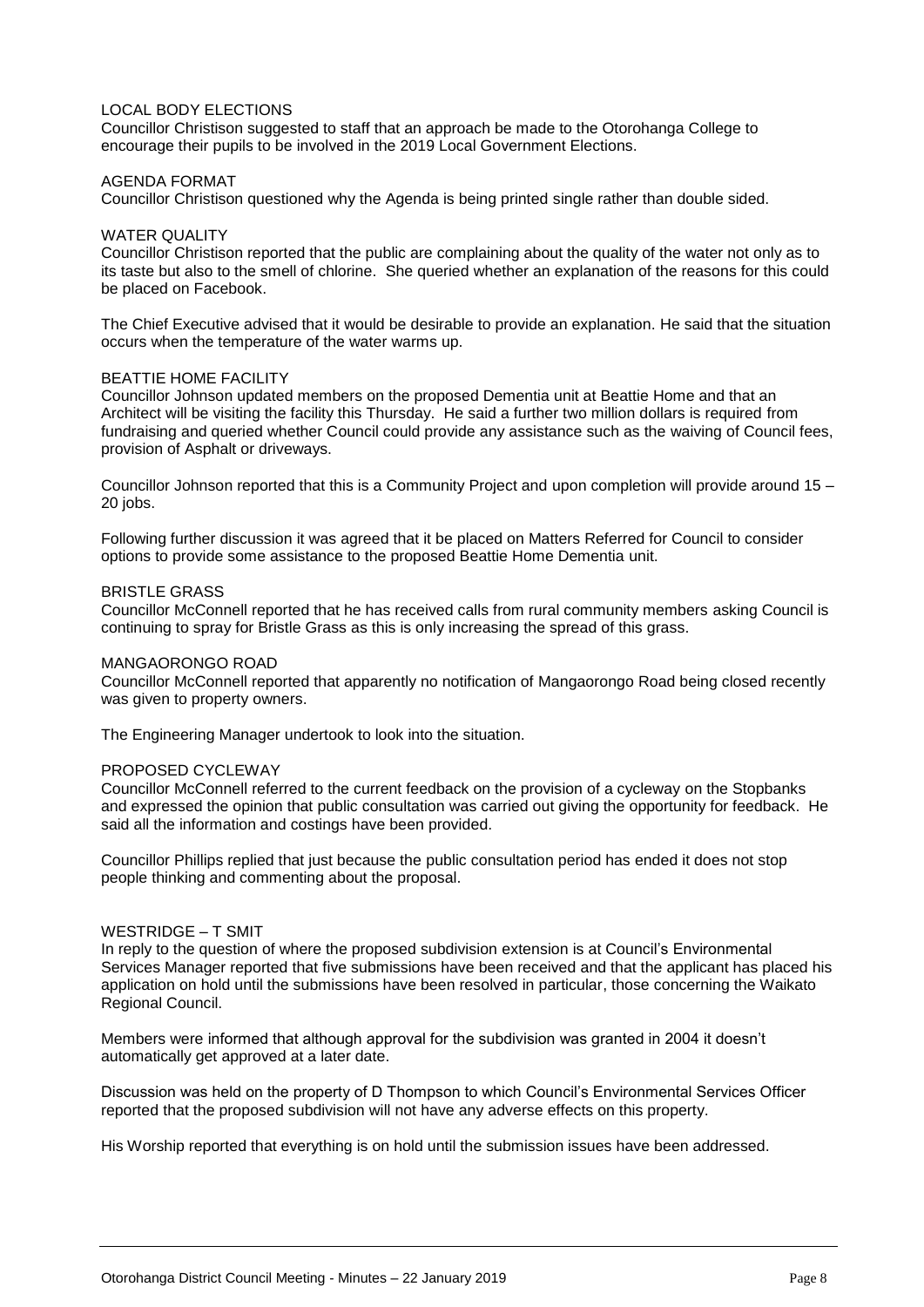LOCAL BODY ELECTIONS

Councillor Christison suggested to staff that an approach be made to the Otorohanga College to encourage their pupils to be involved in the 2019 Local Government Elections.

AGENDA FORMAT

Councillor Christison questioned why the Agenda is being printed single rather than double sided.

WATER QUALITY

Councillor Christison reported that the public are complaining about the quality of the water not only as to its taste but also to the smell of chlorine. She queried whether an explanation of the reasons for this could be placed on Facebook.

The Chief Executive advised that it would be desirable to provide an explanation. He said that the situation occurs when the temperature of the water warms up.

BEATTIE HOME FACILITY

Councillor Johnson updated members on the proposed Dementia unit at Beattie Home and that an Architect will be visiting the facility this Thursday. He said a further two million dollars is required from fundraising and queried whether Council could provide any assistance such as the waiving of Council fees, provision of Asphalt or driveways.

Councillor Johnson reported that this is a Community Project and upon completion will provide around 15 – 20 jobs.

Following further discussion it was agreed that it be placed on Matters Referred for Council to consider options to provide some assistance to the proposed Beattie Home Dementia unit.

BRISTLE GRASS

Councillor McConnell reported that he has received calls from rural community members asking Council is continuing to spray for Bristle Grass as this is only increasing the spread of this grass.

MANGAORONGO ROAD

Councillor McConnell reported that apparently no notification of Mangaorongo Road being closed recently was given to property owners.

The Engineering Manager undertook to look into the situation.

PROPOSED CYCLEWAY

Councillor McConnell referred to the current feedback on the provision of a cycleway on the Stopbanks and expressed the opinion that public consultation was carried out giving the opportunity for feedback. He said all the information and costings have been provided.

Councillor Phillips replied that just because the public consultation period has ended it does not stop people thinking and commenting about the proposal.

WESTRIDGE – T SMIT

In reply to the question of where the proposed subdivision extension is at Council's Environmental Services Manager reported that five submissions have been received and that the applicant has placed his application on hold until the submissions have been resolved in particular, those concerning the Waikato Regional Council.

Members were informed that although approval for the subdivision was granted in 2004 it doesn't automatically get approved at a later date.

Discussion was held on the property of D Thompson to which Council's Environmental Services Officer reported that the proposed subdivision will not have any adverse effects on this property.

His Worship reported that everything is on hold until the submission issues have been addressed.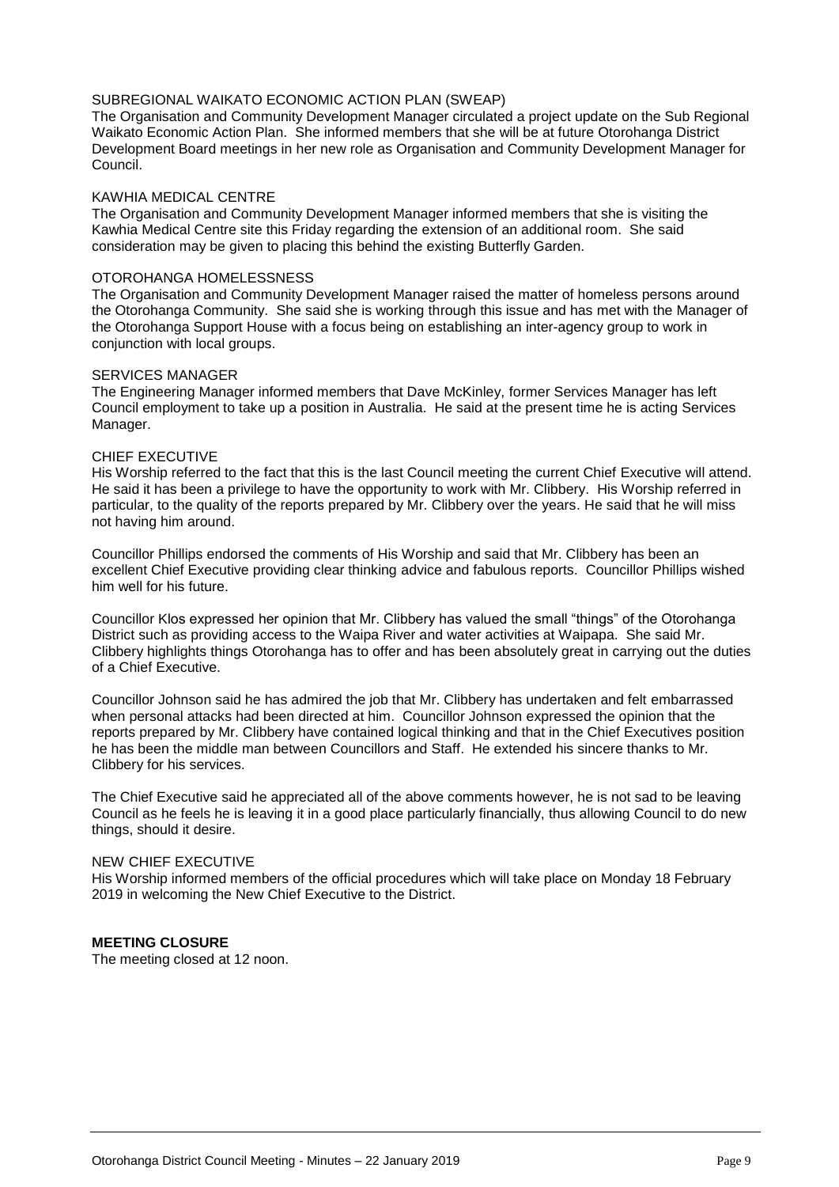SUBREGIONAL WAIKATO ECONOMIC ACTION PLAN (SWEAP)

The Organisation and Community Development Manager circulated a project update on the Sub Regional Waikato Economic Action Plan. She informed members that she will be at future Otorohanga District Development Board meetings in her new role as Organisation and Community Development Manager for Council.

KAWHIA MEDICAL CENTRE

The Organisation and Community Development Manager informed members that she is visiting the Kawhia Medical Centre site this Friday regarding the extension of an additional room. She said consideration may be given to placing this behind the existing Butterfly Garden.

OTOROHANGA HOMELESSNESS

The Organisation and Community Development Manager raised the matter of homeless persons around the Otorohanga Community. She said she is working through this issue and has met with the Manager of the Otorohanga Support House with a focus being on establishing an inter-agency group to work in conjunction with local groups.

SERVICES MANAGER

The Engineering Manager informed members that Dave McKinley, former Services Manager has left Council employment to take up a position in Australia. He said at the present time he is acting Services Manager.

CHIEF EXECUTIVE

His Worship referred to the fact that this is the last Council meeting the current Chief Executive will attend. He said it has been a privilege to have the opportunity to work with Mr. Clibbery. His Worship referred in particular, to the quality of the reports prepared by Mr. Clibbery over the years. He said that he will miss not having him around.

Councillor Phillips endorsed the comments of His Worship and said that Mr. Clibbery has been an excellent Chief Executive providing clear thinking advice and fabulous reports. Councillor Phillips wished him well for his future.

Councillor Klos expressed her opinion that Mr. Clibbery has valued the small "things" of the Otorohanga District such as providing access to the Waipa River and water activities at Waipapa. She said Mr. Clibbery highlights things Otorohanga has to offer and has been absolutely great in carrying out the duties of a Chief Executive.

Councillor Johnson said he has admired the job that Mr. Clibbery has undertaken and felt embarrassed when personal attacks had been directed at him. Councillor Johnson expressed the opinion that the reports prepared by Mr. Clibbery have contained logical thinking and that in the Chief Executives position he has been the middle man between Councillors and Staff. He extended his sincere thanks to Mr. Clibbery for his services.

The Chief Executive said he appreciated all of the above comments however, he is not sad to be leaving Council as he feels he is leaving it in a good place particularly financially, thus allowing Council to do new things, should it desire.

NEW CHIEF EXECUTIVE

His Worship informed members of the official procedures which will take place on Monday 18 February 2019 in welcoming the New Chief Executive to the District.

**MEETING CLOSURE**

The meeting closed at 12 noon.